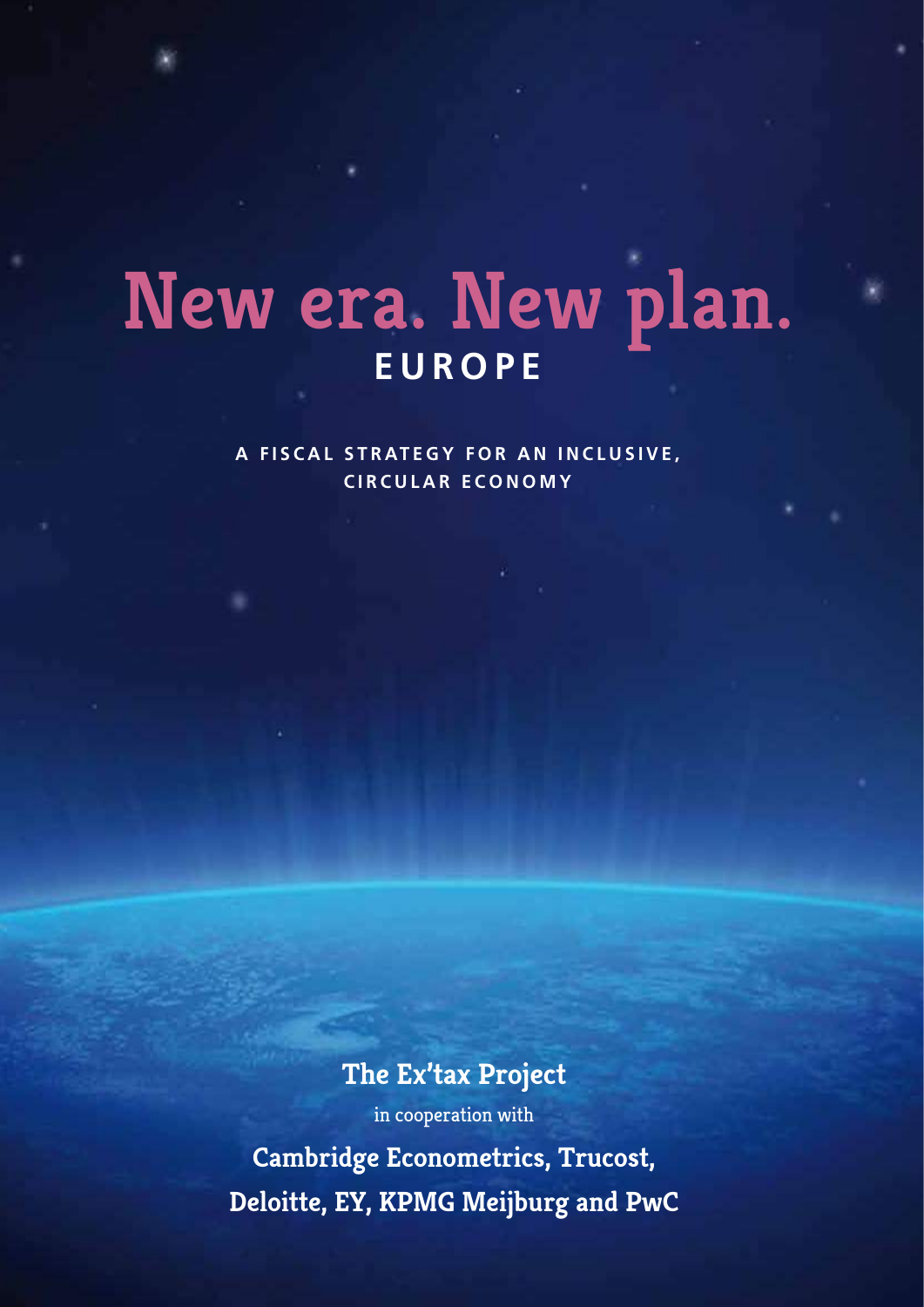# New era. New plan.

## EUROPE

**A FISCAL STRATEGY FOR AN INCLUSIVE, CIRCULAR ECONOMY**

**The Ex'tax Project**

in cooperation with

**Cambridge Econometrics, Trucost, Deloitte, EY, KPMG Meijburg and PwC**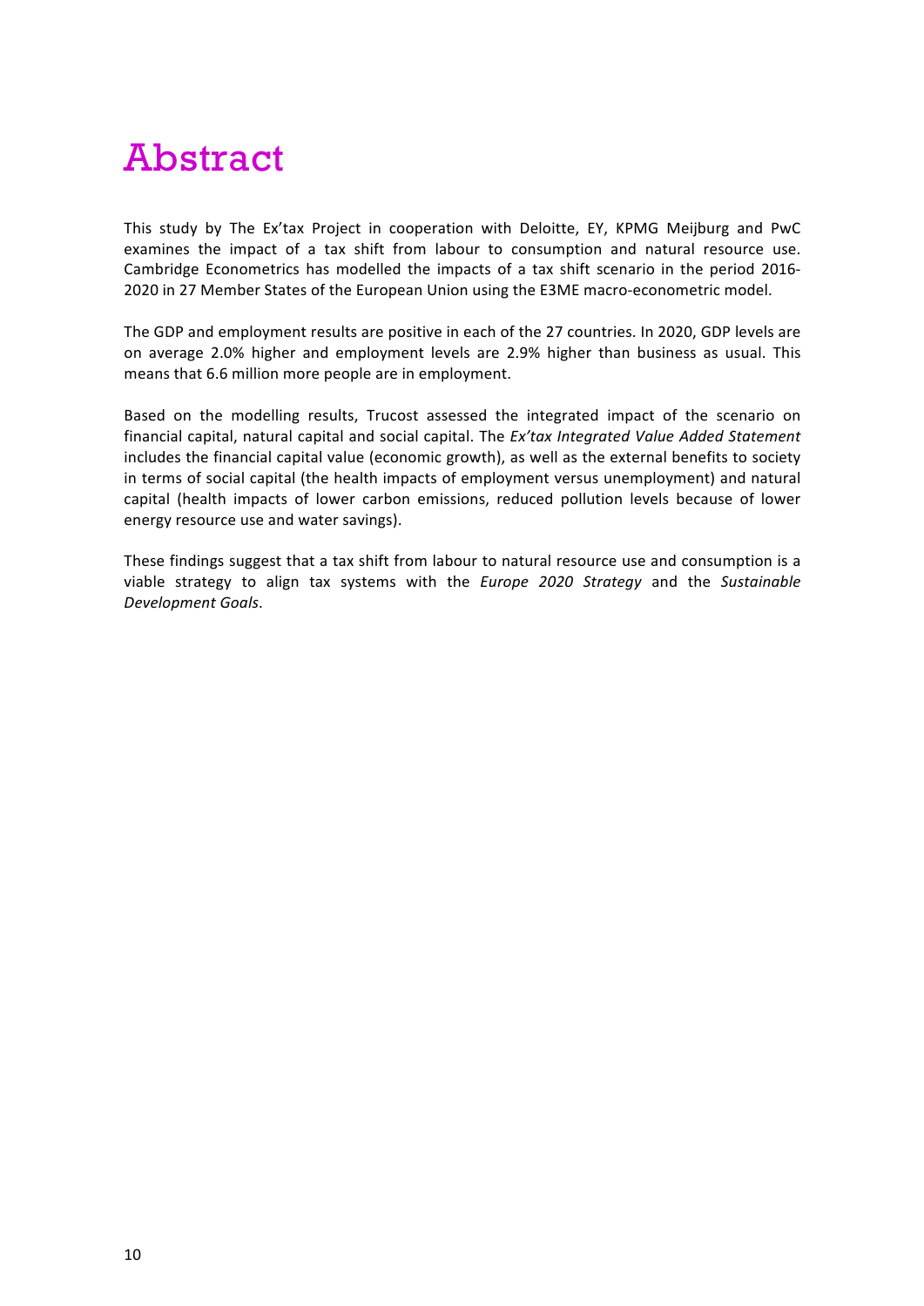# Abstract

This study by The Ex'tax Project in cooperation with Deloitte, EY, KPMG Meijburg and PwC examines the impact of a tax shift from labour to consumption and natural resource use. Cambridge Econometrics has modelled the impacts of a tax shift scenario in the period 2016-2020 in 27 Member States of the European Union using the E3ME macro-econometric model.

The GDP and employment results are positive in each of the 27 countries. In 2020, GDP levels are on average 2.0% higher and employment levels are 2.9% higher than business as usual. This means that 6.6 million more people are in employment.

Based on the modelling results, Trucost assessed the integrated impact of the scenario on financial capital, natural capital and social capital. The *Ex'tax Integrated Value Added Statement* includes the financial capital value (economic growth), as well as the external benefits to society in terms of social capital (the health impacts of employment versus unemployment) and natural capital (health impacts of lower carbon emissions, reduced pollution levels because of lower energy resource use and water savings).

These findings suggest that a tax shift from labour to natural resource use and consumption is a viable strategy to align tax systems with the *Europe 2020 Strategy* and the *Sustainable Development Goals*.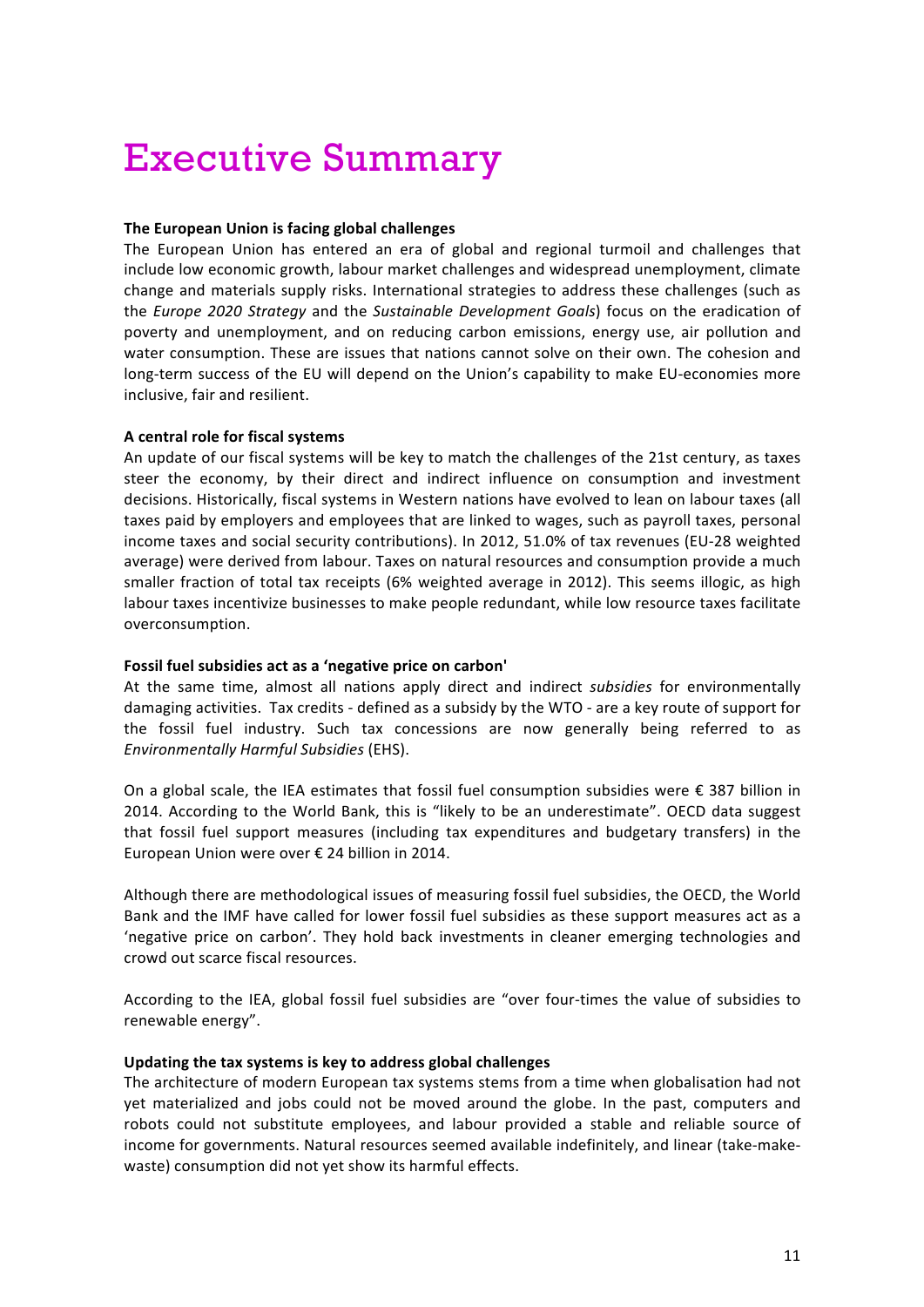# Executive Summary

**The European Union is facing global challenges**

The European Union has entered an era of global and regional turmoil and challenges that include low economic growth, labour market challenges and widespread unemployment, climate change and materials supply risks. International strategies to address these challenges (such as the *Europe 2020 Strategy* and the *Sustainable Development Goals*) focus on the eradication of poverty and unemployment, and on reducing carbon emissions, energy use, air pollution and water consumption. These are issues that nations cannot solve on their own. The cohesion and long-term success of the EU will depend on the Union's capability to make EU-economies more inclusive, fair and resilient.

**A central role for fiscal systems**

An update of our fiscal systems will be key to match the challenges of the 21st century, as taxes steer the economy, by their direct and indirect influence on consumption and investment decisions. Historically, fiscal systems in Western nations have evolved to lean on labour taxes (all taxes paid by employers and employees that are linked to wages, such as payroll taxes, personal income taxes and social security contributions). In 2012, 51.0% of tax revenues (EU-28 weighted average) were derived from labour. Taxes on natural resources and consumption provide a much smaller fraction of total tax receipts (6% weighted average in 2012). This seems illogic, as high labour taxes incentivize businesses to make people redundant, while low resource taxes facilitate overconsumption.

**Fossil fuel subsidies act as a 'negative price on carbon'**

At the same time, almost all nations apply direct and indirect *subsidies* for environmentally damaging activities. Tax credits - defined as a subsidy by the WTO - are a key route of support for the fossil fuel industry. Such tax concessions are now generally being referred to as *Environmentally Harmful Subsidies* (EHS).

On a global scale, the IEA estimates that fossil fuel consumption subsidies were € 387 billion in 2014. According to the World Bank, this is "likely to be an underestimate". OECD data suggest that fossil fuel support measures (including tax expenditures and budgetary transfers) in the European Union were over € 24 billion in 2014.

Although there are methodological issues of measuring fossil fuel subsidies, the OECD, the World Bank and the IMF have called for lower fossil fuel subsidies as these support measures act as a 'negative price on carbon'. They hold back investments in cleaner emerging technologies and crowd out scarce fiscal resources.

According to the IEA, global fossil fuel subsidies are "over four-times the value of subsidies to renewable energy".

**Updating the tax systems is key to address global challenges**

The architecture of modern European tax systems stems from a time when globalisation had not yet materialized and jobs could not be moved around the globe. In the past, computers and robots could not substitute employees, and labour provided a stable and reliable source of income for governments. Natural resources seemed available indefinitely, and linear (take-make-waste) consumption did not yet show its harmful effects.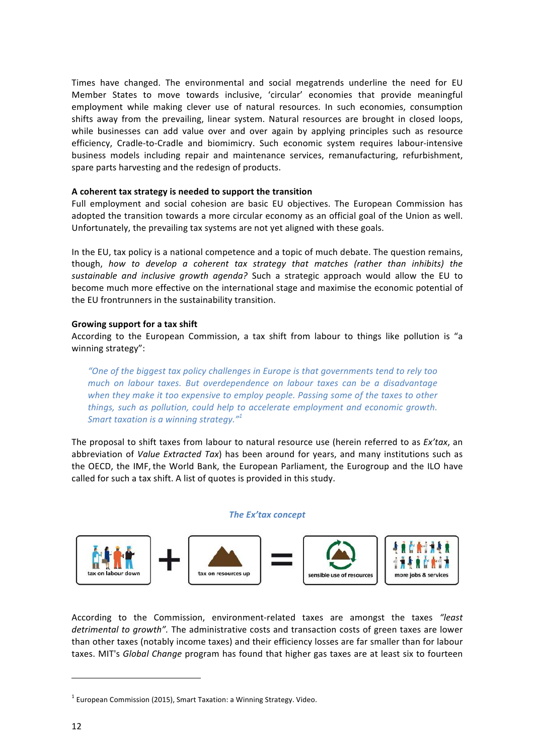Times have changed. The environmental and social megatrends underline the need for EU Member States to move towards inclusive, 'circular' economies that provide meaningful employment while making clever use of natural resources. In such economies, consumption shifts away from the prevailing, linear system. Natural resources are brought in closed loops, while businesses can add value over and over again by applying principles such as resource efficiency, Cradle-to-Cradle and biomimicry. Such economic system requires labour-intensive business models including repair and maintenance services, remanufacturing, refurbishment, spare parts harvesting and the redesign of products.

**A coherent tax strategy is needed to support the transition**

Full employment and social cohesion are basic EU objectives. The European Commission has adopted the transition towards a more circular economy as an official goal of the Union as well. Unfortunately, the prevailing tax systems are not yet aligned with these goals.

In the EU, tax policy is a national competence and a topic of much debate. The question remains, though, *how to develop a coherent tax strategy that matches (rather than inhibits) the sustainable and inclusive growth agenda?* Such a strategic approach would allow the EU to become much more effective on the international stage and maximise the economic potential of the EU frontrunners in the sustainability transition.

**Growing support for a tax shift**

According to the European Commission, a tax shift from labour to things like pollution is "a winning strategy":

> *"One of the biggest tax policy challenges in Europe is that governments tend to rely too much on labour taxes. But overdependence on labour taxes can be a disadvantage when they make it too expensive to employ people. Passing some of the taxes to other things, such as pollution, could help to accelerate employment and economic growth. Smart taxation is a winning strategy."*[1]

The proposal to shift taxes from labour to natural resource use (herein referred to as *Ex'tax*, an abbreviation of *Value Extracted Tax*) has been around for years, and many institutions such as the OECD, the IMF, the World Bank, the European Parliament, the Eurogroup and the ILO have called for such a tax shift. A list of quotes is provided in this study.

***The Ex'tax concept***

tax on labour down + tax on resources up = sensible use of resources | more jobs & services

According to the Commission, environment-related taxes are amongst the taxes *"least detrimental to growth"*. The administrative costs and transaction costs of green taxes are lower than other taxes (notably income taxes) and their efficiency losses are far smaller than for labour taxes. MIT's *Global Change* program has found that higher gas taxes are at least six to fourteen

---

[1] European Commission (2015), Smart Taxation: a Winning Strategy. Video.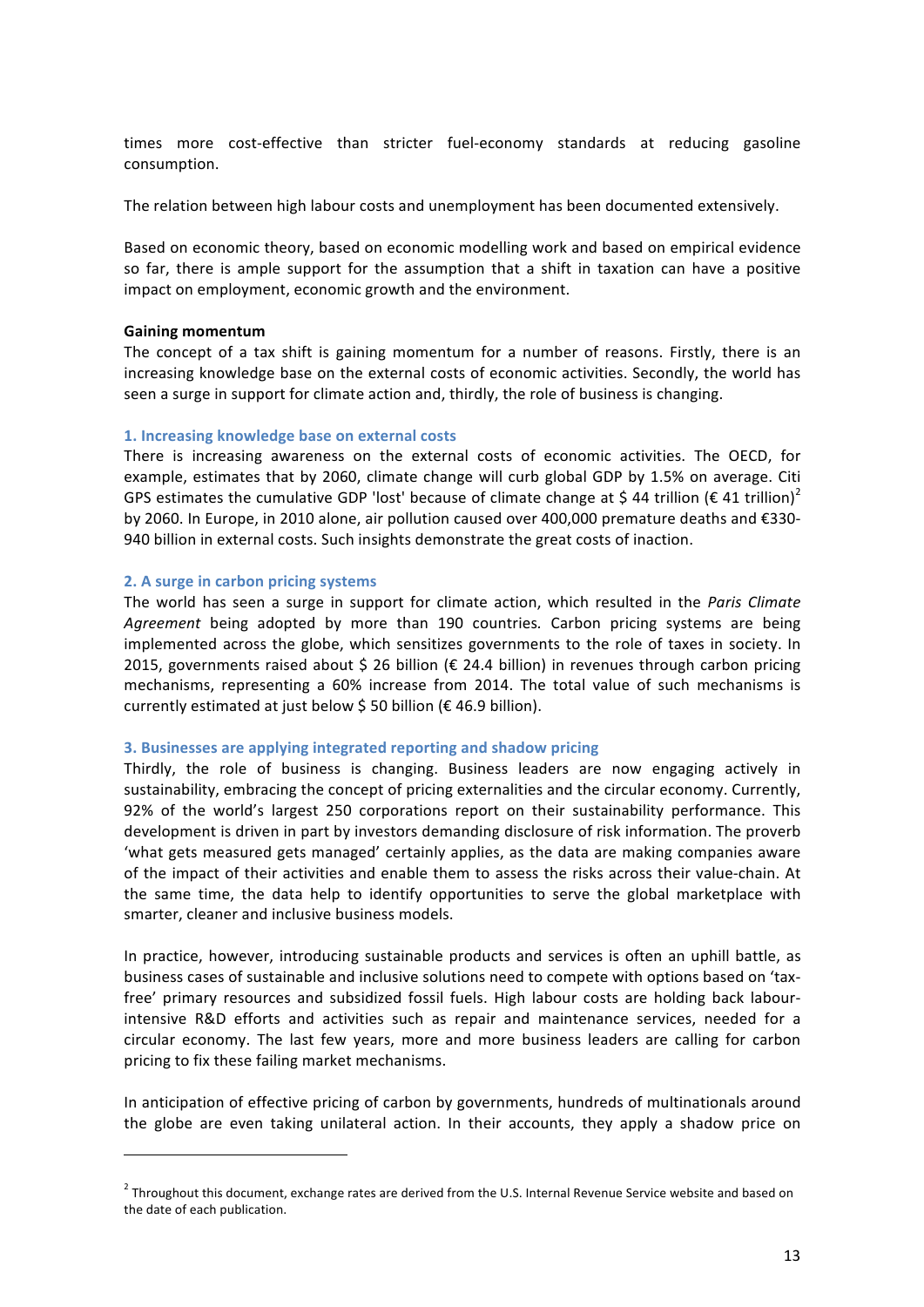times more cost-effective than stricter fuel-economy standards at reducing gasoline consumption.

The relation between high labour costs and unemployment has been documented extensively.

Based on economic theory, based on economic modelling work and based on empirical evidence so far, there is ample support for the assumption that a shift in taxation can have a positive impact on employment, economic growth and the environment.

**Gaining momentum**

The concept of a tax shift is gaining momentum for a number of reasons. Firstly, there is an increasing knowledge base on the external costs of economic activities. Secondly, the world has seen a surge in support for climate action and, thirdly, the role of business is changing.

### 1. Increasing knowledge base on external costs

There is increasing awareness on the external costs of economic activities. The OECD, for example, estimates that by 2060, climate change will curb global GDP by 1.5% on average. Citi GPS estimates the cumulative GDP 'lost' because of climate change at $ 44 trillion (€ 41 trillion)[2] by 2060. In Europe, in 2010 alone, air pollution caused over 400,000 premature deaths and €330-940 billion in external costs. Such insights demonstrate the great costs of inaction.

### 2. A surge in carbon pricing systems

The world has seen a surge in support for climate action, which resulted in the *Paris Climate Agreement* being adopted by more than 190 countries. Carbon pricing systems are being implemented across the globe, which sensitizes governments to the role of taxes in society. In 2015, governments raised about $ 26 billion (€ 24.4 billion) in revenues through carbon pricing mechanisms, representing a 60% increase from 2014. The total value of such mechanisms is currently estimated at just below $ 50 billion (€ 46.9 billion).

### 3. Businesses are applying integrated reporting and shadow pricing

Thirdly, the role of business is changing. Business leaders are now engaging actively in sustainability, embracing the concept of pricing externalities and the circular economy. Currently, 92% of the world's largest 250 corporations report on their sustainability performance. This development is driven in part by investors demanding disclosure of risk information. The proverb 'what gets measured gets managed' certainly applies, as the data are making companies aware of the impact of their activities and enable them to assess the risks across their value-chain. At the same time, the data help to identify opportunities to serve the global marketplace with smarter, cleaner and inclusive business models.

In practice, however, introducing sustainable products and services is often an uphill battle, as business cases of sustainable and inclusive solutions need to compete with options based on 'tax-free' primary resources and subsidized fossil fuels. High labour costs are holding back labour-intensive R&D efforts and activities such as repair and maintenance services, needed for a circular economy. The last few years, more and more business leaders are calling for carbon pricing to fix these failing market mechanisms.

In anticipation of effective pricing of carbon by governments, hundreds of multinationals around the globe are even taking unilateral action. In their accounts, they apply a shadow price on

---

[2] Throughout this document, exchange rates are derived from the U.S. Internal Revenue Service website and based on the date of each publication.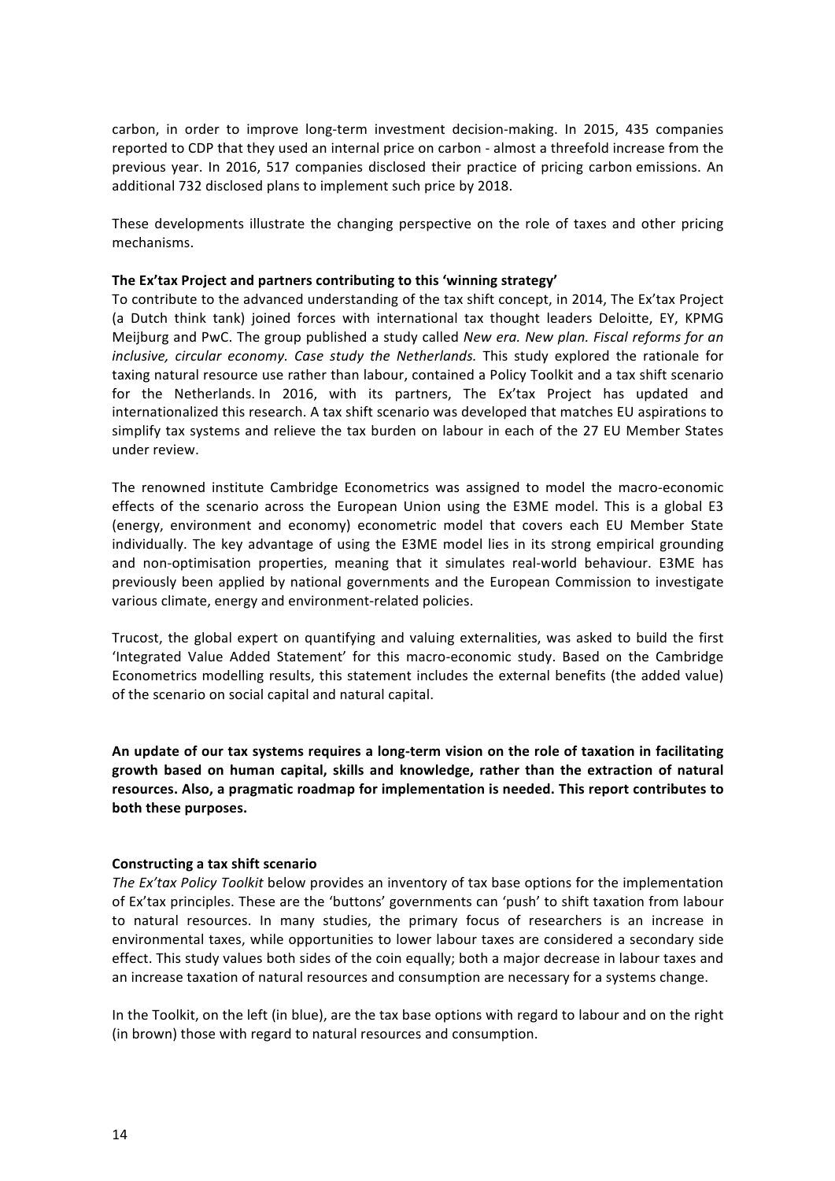carbon, in order to improve long-term investment decision-making. In 2015, 435 companies reported to CDP that they used an internal price on carbon - almost a threefold increase from the previous year. In 2016, 517 companies disclosed their practice of pricing carbon emissions. An additional 732 disclosed plans to implement such price by 2018.

These developments illustrate the changing perspective on the role of taxes and other pricing mechanisms.

**The Ex'tax Project and partners contributing to this 'winning strategy'**

To contribute to the advanced understanding of the tax shift concept, in 2014, The Ex'tax Project (a Dutch think tank) joined forces with international tax thought leaders Deloitte, EY, KPMG Meijburg and PwC. The group published a study called *New era. New plan. Fiscal reforms for an inclusive, circular economy. Case study the Netherlands.* This study explored the rationale for taxing natural resource use rather than labour, contained a Policy Toolkit and a tax shift scenario for the Netherlands. In 2016, with its partners, The Ex'tax Project has updated and internationalized this research. A tax shift scenario was developed that matches EU aspirations to simplify tax systems and relieve the tax burden on labour in each of the 27 EU Member States under review.

The renowned institute Cambridge Econometrics was assigned to model the macro-economic effects of the scenario across the European Union using the E3ME model. This is a global E3 (energy, environment and economy) econometric model that covers each EU Member State individually. The key advantage of using the E3ME model lies in its strong empirical grounding and non-optimisation properties, meaning that it simulates real-world behaviour. E3ME has previously been applied by national governments and the European Commission to investigate various climate, energy and environment-related policies.

Trucost, the global expert on quantifying and valuing externalities, was asked to build the first 'Integrated Value Added Statement' for this macro-economic study. Based on the Cambridge Econometrics modelling results, this statement includes the external benefits (the added value) of the scenario on social capital and natural capital.

**An update of our tax systems requires a long-term vision on the role of taxation in facilitating growth based on human capital, skills and knowledge, rather than the extraction of natural resources. Also, a pragmatic roadmap for implementation is needed. This report contributes to both these purposes.**

**Constructing a tax shift scenario**

*The Ex'tax Policy Toolkit* below provides an inventory of tax base options for the implementation of Ex'tax principles. These are the 'buttons' governments can 'push' to shift taxation from labour to natural resources. In many studies, the primary focus of researchers is an increase in environmental taxes, while opportunities to lower labour taxes are considered a secondary side effect. This study values both sides of the coin equally; both a major decrease in labour taxes and an increase taxation of natural resources and consumption are necessary for a systems change.

In the Toolkit, on the left (in blue), are the tax base options with regard to labour and on the right (in brown) those with regard to natural resources and consumption.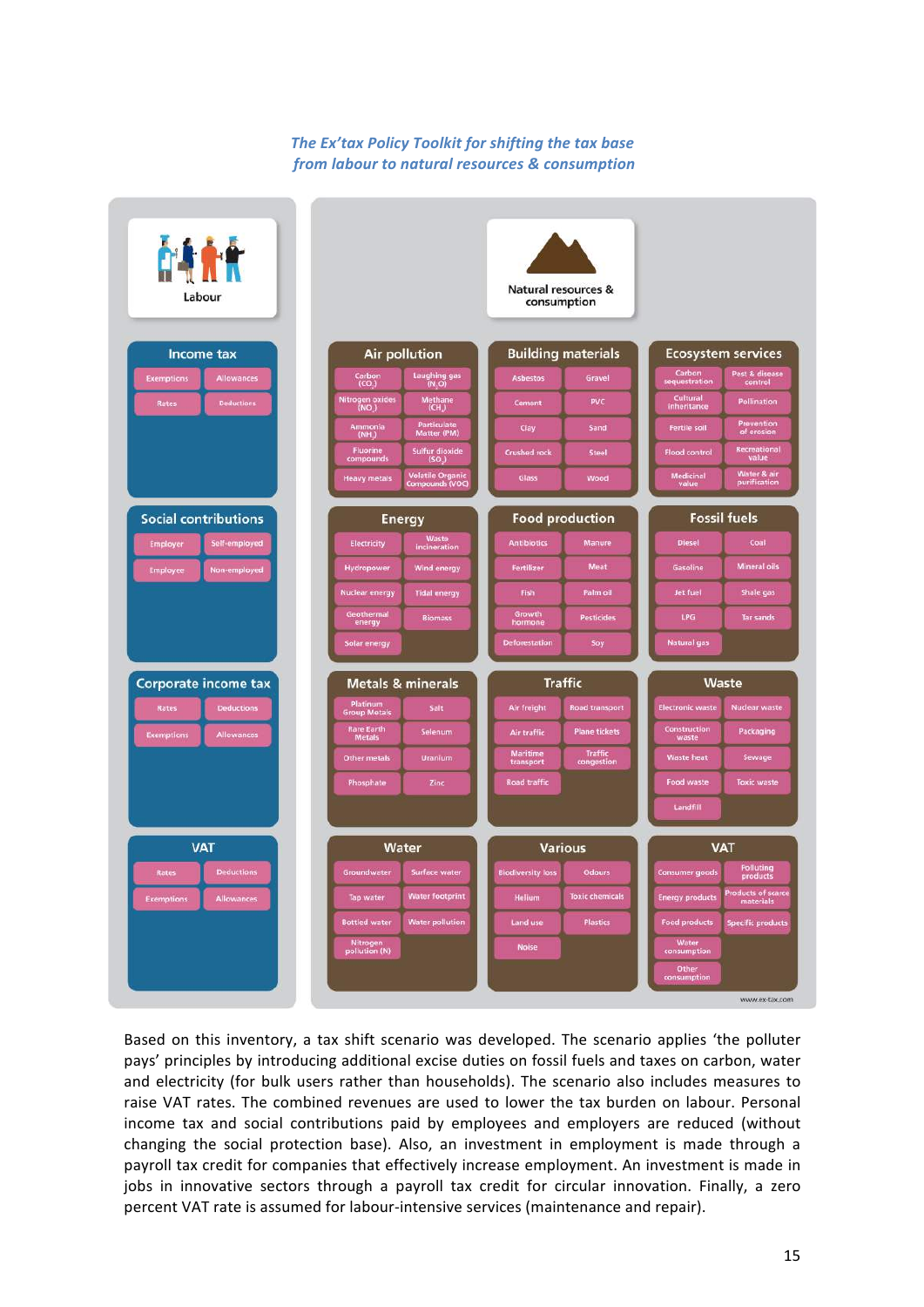*The Ex'tax Policy Toolkit for shifting the tax base from labour to natural resources & consumption*

## Labour

| Income tax | Social contributions | Corporate income tax | VAT |
|---|---|---|---|
| Exemptions | Employer | Rates | Rates |
| Allowances | Self-employed | Deductions | Deductions |
| Rates | Employee | Exemptions | Exemptions |
| Deductions | Non-employed | Allowances | Allowances |

## Natural resources & consumption

| Air pollution | Building materials | Ecosystem services |
|---|---|---|
| Carbon ($CO_2$) | Asbestos | Carbon sequestration |
| Laughing gas ($N_2O$) | Gravel | Pest & disease control |
| Nitrogen oxides ($NO_x$) | Cement | Cultural inheritance |
| Methane ($CH_4$) | PVC | Pollination |
| Ammonia ($NH_3$) | Clay | Fertile soil |
| Particulate Matter (PM) | Sand | Prevention of erosion |
| Fluorine compounds | Crushed rock | Flood control |
| Sulfur dioxide ($SO_2$) | Steel | Recreational value |
| Heavy metals | Glass | Medicinal value |
| Volatile Organic Compounds (VOC) | Wood | Water & air purification |

| Energy | Food production | Fossil fuels |
|---|---|---|
| Electricity | Antibiotics | Diesel |
| Waste incineration | Manure | Coal |
| Hydropower | Fertilizer | Gasoline |
| Wind energy | Meat | Mineral oils |
| Nuclear energy | Fish | Jet fuel |
| Tidal energy | Palm oil | Shale gas |
| Geothermal energy | Growth hormone | LPG |
| Biomass | Pesticides | Tar sands |
| Solar energy | Deforestation | Natural gas |
| | Soy | |

| Metals & minerals | Traffic | Waste |
|---|---|---|
| Platinum Group Metals | Air freight | Electronic waste |
| Salt | Road transport | Nuclear waste |
| Rare Earth Metals | Air traffic | Construction waste |
| Selenium | Plane tickets | Packaging |
| Other metals | Maritime transport | Waste heat |
| Uranium | Traffic congestion | Sewage |
| Phosphate | Road traffic | Food waste |
| Zinc | | Toxic waste |
| | | Landfill |

| Water | Various | VAT |
|---|---|---|
| Groundwater | Biodiversity loss | Consumer goods |
| Surface water | Odours | Polluting products |
| Tap water | Helium | Energy products |
| Water footprint | Toxic chemicals | Products of scarce materials |
| Bottled water | Land use | Food products |
| Water pollution | Plastics | Specific products |
| Nitrogen pollution (N) | Noise | Water consumption |
| | | Other consumption |

www.ex-tax.com

Based on this inventory, a tax shift scenario was developed. The scenario applies 'the polluter pays' principles by introducing additional excise duties on fossil fuels and taxes on carbon, water and electricity (for bulk users rather than households). The scenario also includes measures to raise VAT rates. The combined revenues are used to lower the tax burden on labour. Personal income tax and social contributions paid by employees and employers are reduced (without changing the social protection base). Also, an investment in employment is made through a payroll tax credit for companies that effectively increase employment. An investment is made in jobs in innovative sectors through a payroll tax credit for circular innovation. Finally, a zero percent VAT rate is assumed for labour-intensive services (maintenance and repair).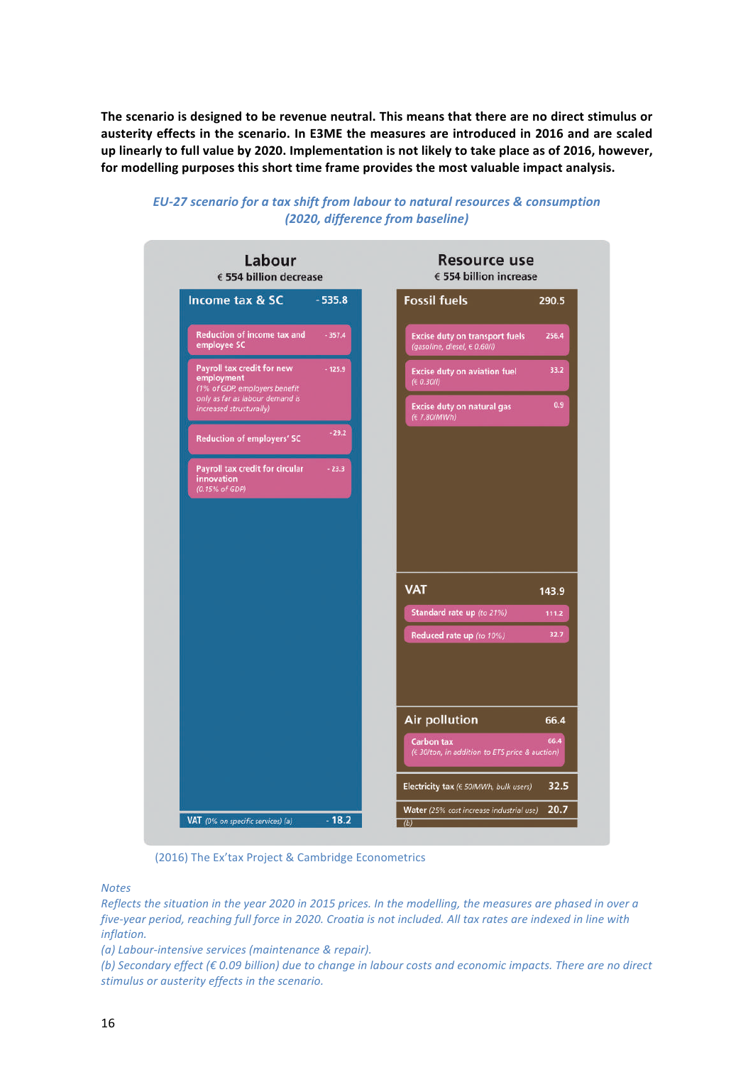**The scenario is designed to be revenue neutral. This means that there are no direct stimulus or austerity effects in the scenario. In E3ME the measures are introduced in 2016 and are scaled up linearly to full value by 2020. Implementation is not likely to take place as of 2016, however, for modelling purposes this short time frame provides the most valuable impact analysis.**

*EU-27 scenario for a tax shift from labour to natural resources & consumption (2020, difference from baseline)*

**Labour** – € 554 billion decrease

| Measure | € billion |
|---|---|
| **Income tax & SC** | **- 535.8** |
| Reduction of income tax and employee SC | - 357.4 |
| Payroll tax credit for new employment (1% of GDP, employers benefit only as far as labour demand is increased structurally) | - 125.9 |
| Reduction of employers' SC | - 29.2 |
| Payroll tax credit for circular innovation (0.15% of GDP) | - 23.3 |
| **VAT** (0% on specific services) (a) | **- 18.2** |

**Resource use** – € 554 billion increase

| Measure | € billion |
|---|---|
| **Fossil fuels** | **290.5** |
| Excise duty on transport fuels (gasoline, diesel, € 0.60/l) | 256.4 |
| Excise duty on aviation fuel (€ 0.30/l) | 33.2 |
| Excise duty on natural gas (€ 7.80/MWh) | 0.9 |
| **VAT** | **143.9** |
| Standard rate up (to 21%) | 111.2 |
| Reduced rate up (to 10%) | 32.7 |
| **Air pollution** | **66.4** |
| Carbon tax (€ 30/ton, in addition to ETS price & auction) | 66.4 |
| **Electricity tax** (€ 50/MWh, bulk users) | **32.5** |
| **Water** (25% cost increase industrial use) (b) | **20.7** |

(2016) The Ex'tax Project & Cambridge Econometrics

*Notes*

*Reflects the situation in the year 2020 in 2015 prices. In the modelling, the measures are phased in over a five-year period, reaching full force in 2020. Croatia is not included. All tax rates are indexed in line with inflation.*

*(a) Labour-intensive services (maintenance & repair).*

*(b) Secondary effect (€ 0.09 billion) due to change in labour costs and economic impacts. There are no direct stimulus or austerity effects in the scenario.*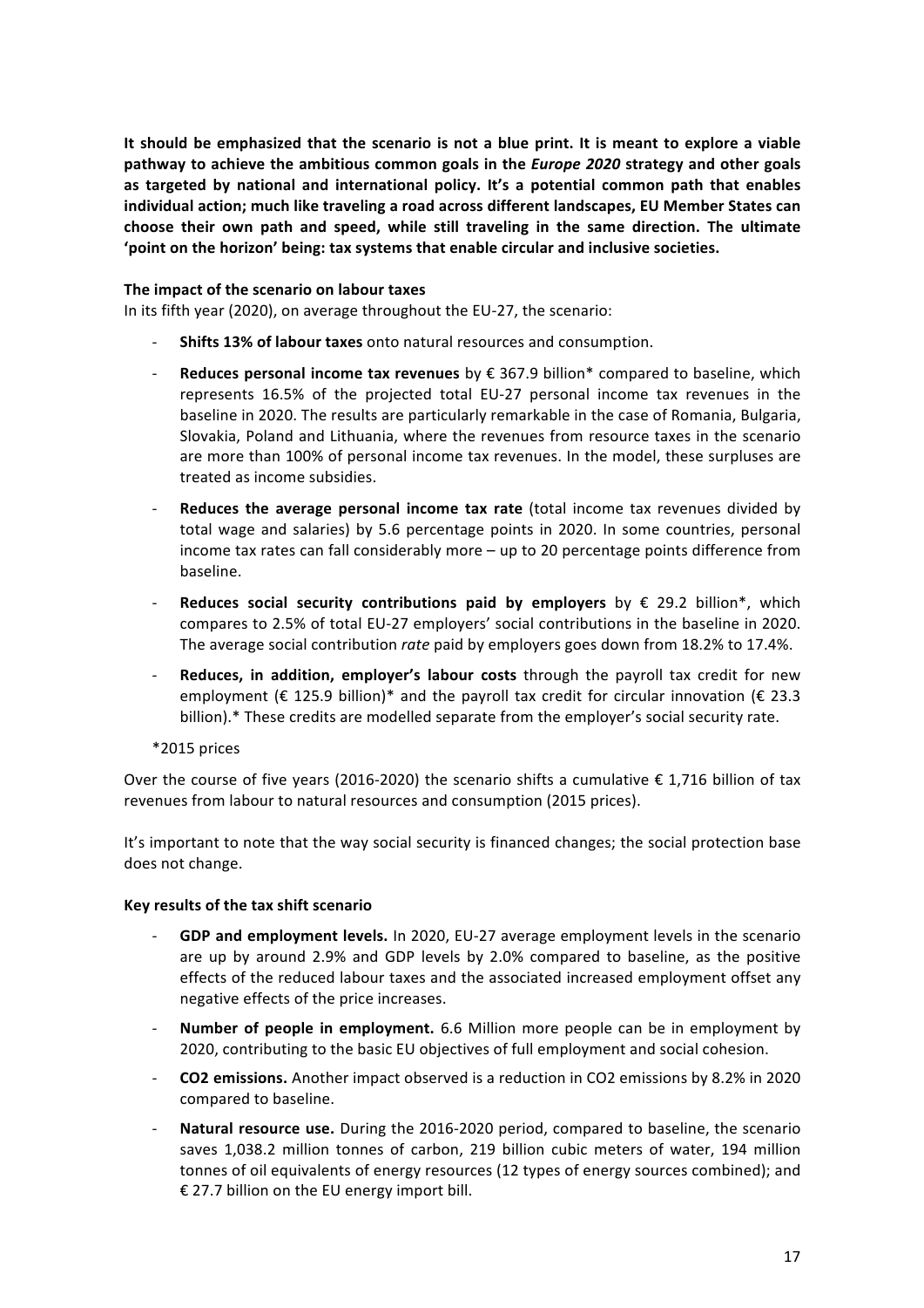**It should be emphasized that the scenario is not a blue print. It is meant to explore a viable pathway to achieve the ambitious common goals in the *Europe 2020* strategy and other goals as targeted by national and international policy. It's a potential common path that enables individual action; much like traveling a road across different landscapes, EU Member States can choose their own path and speed, while still traveling in the same direction. The ultimate 'point on the horizon' being: tax systems that enable circular and inclusive societies.**

**The impact of the scenario on labour taxes**

In its fifth year (2020), on average throughout the EU-27, the scenario:

- **Shifts 13% of labour taxes** onto natural resources and consumption.
- **Reduces personal income tax revenues** by € 367.9 billion* compared to baseline, which represents 16.5% of the projected total EU-27 personal income tax revenues in the baseline in 2020. The results are particularly remarkable in the case of Romania, Bulgaria, Slovakia, Poland and Lithuania, where the revenues from resource taxes in the scenario are more than 100% of personal income tax revenues. In the model, these surpluses are treated as income subsidies.
- **Reduces the average personal income tax rate** (total income tax revenues divided by total wage and salaries) by 5.6 percentage points in 2020. In some countries, personal income tax rates can fall considerably more – up to 20 percentage points difference from baseline.
- **Reduces social security contributions paid by employers** by € 29.2 billion*, which compares to 2.5% of total EU-27 employers' social contributions in the baseline in 2020. The average social contribution *rate* paid by employers goes down from 18.2% to 17.4%.
- **Reduces, in addition, employer's labour costs** through the payroll tax credit for new employment (€ 125.9 billion)* and the payroll tax credit for circular innovation (€ 23.3 billion).* These credits are modelled separate from the employer's social security rate.

*2015 prices

Over the course of five years (2016-2020) the scenario shifts a cumulative € 1,716 billion of tax revenues from labour to natural resources and consumption (2015 prices).

It's important to note that the way social security is financed changes; the social protection base does not change.

**Key results of the tax shift scenario**

- **GDP and employment levels.** In 2020, EU-27 average employment levels in the scenario are up by around 2.9% and GDP levels by 2.0% compared to baseline, as the positive effects of the reduced labour taxes and the associated increased employment offset any negative effects of the price increases.
- **Number of people in employment.** 6.6 Million more people can be in employment by 2020, contributing to the basic EU objectives of full employment and social cohesion.
- **$CO_2$ emissions.** Another impact observed is a reduction in $CO_2$ emissions by 8.2% in 2020 compared to baseline.
- **Natural resource use.** During the 2016-2020 period, compared to baseline, the scenario saves 1,038.2 million tonnes of carbon, 219 billion cubic meters of water, 194 million tonnes of oil equivalents of energy resources (12 types of energy sources combined); and € 27.7 billion on the EU energy import bill.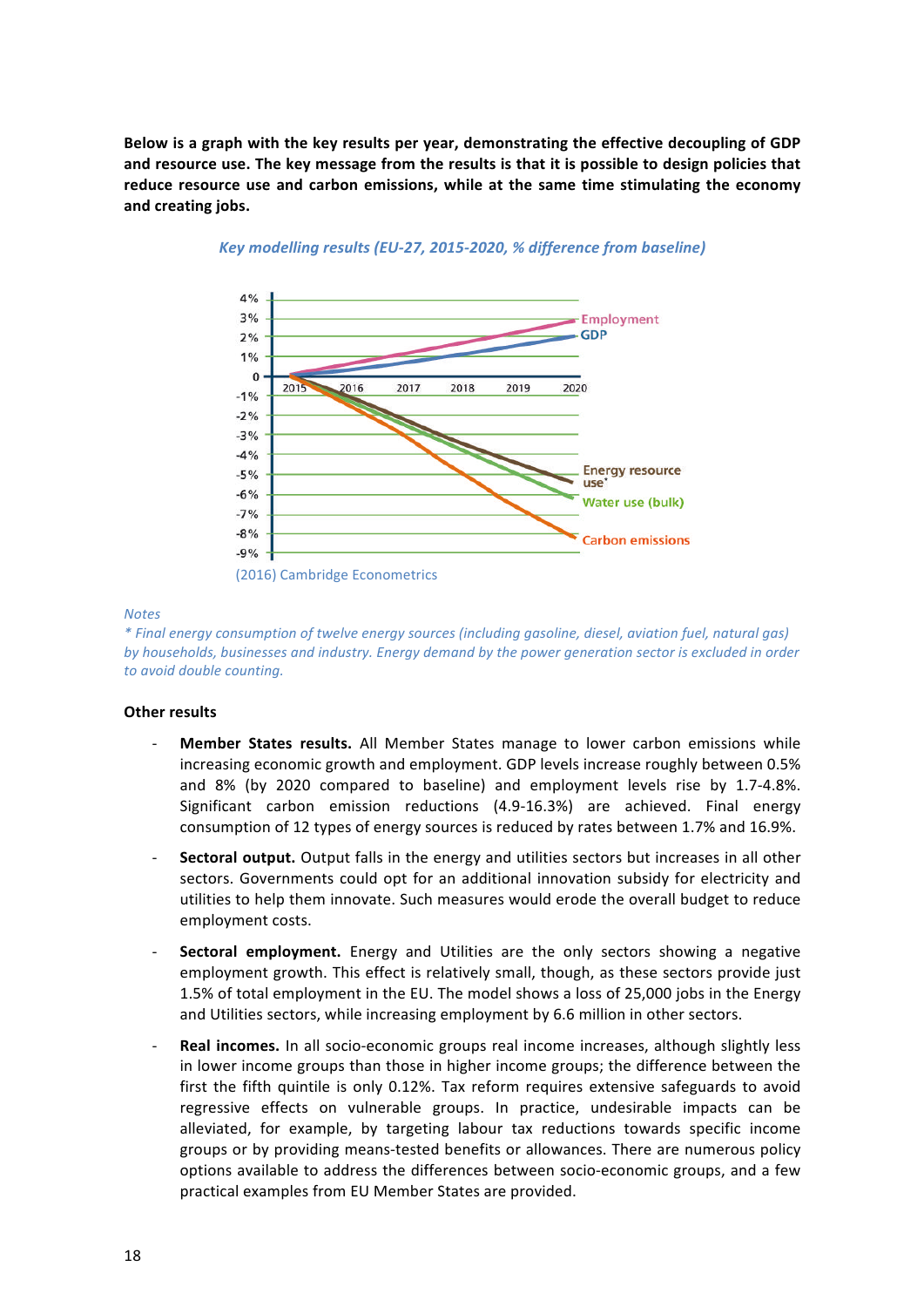**Below is a graph with the key results per year, demonstrating the effective decoupling of GDP and resource use. The key message from the results is that it is possible to design policies that reduce resource use and carbon emissions, while at the same time stimulating the economy and creating jobs.**

*Key modelling results (EU-27, 2015-2020, % difference from baseline)*

(2016) Cambridge Econometrics

*Notes*

*\* Final energy consumption of twelve energy sources (including gasoline, diesel, aviation fuel, natural gas) by households, businesses and industry. Energy demand by the power generation sector is excluded in order to avoid double counting.*

**Other results**

- **Member States results.** All Member States manage to lower carbon emissions while increasing economic growth and employment. GDP levels increase roughly between 0.5% and 8% (by 2020 compared to baseline) and employment levels rise by 1.7-4.8%. Significant carbon emission reductions (4.9-16.3%) are achieved. Final energy consumption of 12 types of energy sources is reduced by rates between 1.7% and 16.9%.
- **Sectoral output.** Output falls in the energy and utilities sectors but increases in all other sectors. Governments could opt for an additional innovation subsidy for electricity and utilities to help them innovate. Such measures would erode the overall budget to reduce employment costs.
- **Sectoral employment.** Energy and Utilities are the only sectors showing a negative employment growth. This effect is relatively small, though, as these sectors provide just 1.5% of total employment in the EU. The model shows a loss of 25,000 jobs in the Energy and Utilities sectors, while increasing employment by 6.6 million in other sectors.
- **Real incomes.** In all socio-economic groups real income increases, although slightly less in lower income groups than those in higher income groups; the difference between the first the fifth quintile is only 0.12%. Tax reform requires extensive safeguards to avoid regressive effects on vulnerable groups. In practice, undesirable impacts can be alleviated, for example, by targeting labour tax reductions towards specific income groups or by providing means-tested benefits or allowances. There are numerous policy options available to address the differences between socio-economic groups, and a few practical examples from EU Member States are provided.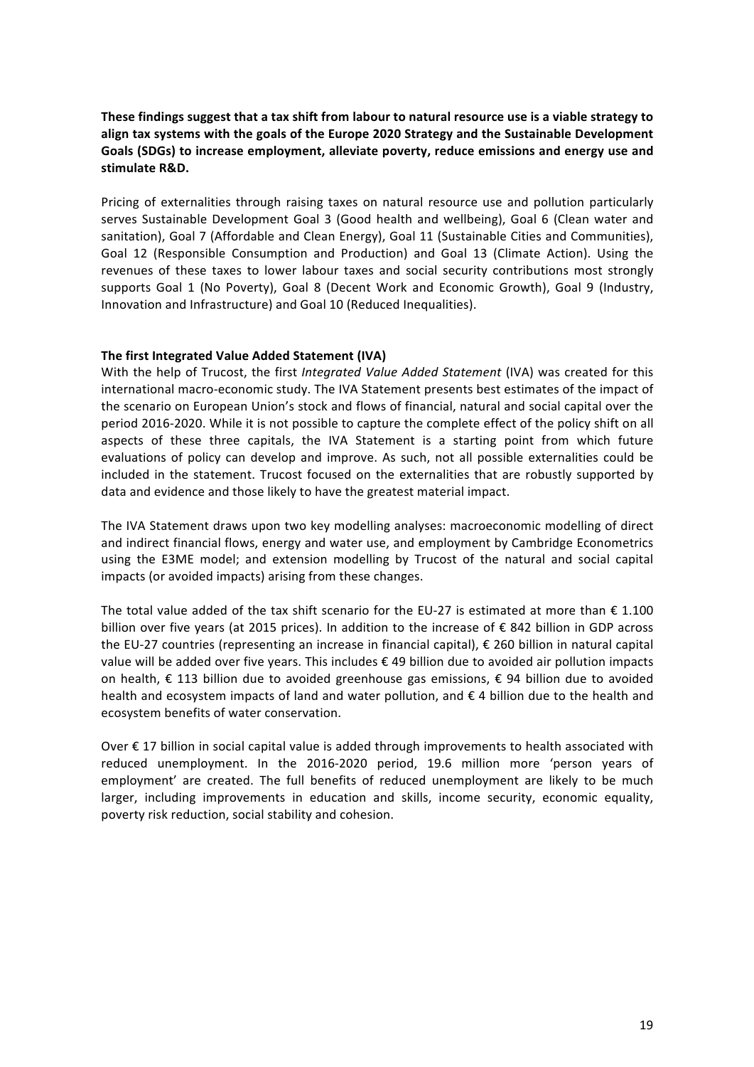**These findings suggest that a tax shift from labour to natural resource use is a viable strategy to align tax systems with the goals of the Europe 2020 Strategy and the Sustainable Development Goals (SDGs) to increase employment, alleviate poverty, reduce emissions and energy use and stimulate R&D.**

Pricing of externalities through raising taxes on natural resource use and pollution particularly serves Sustainable Development Goal 3 (Good health and wellbeing), Goal 6 (Clean water and sanitation), Goal 7 (Affordable and Clean Energy), Goal 11 (Sustainable Cities and Communities), Goal 12 (Responsible Consumption and Production) and Goal 13 (Climate Action). Using the revenues of these taxes to lower labour taxes and social security contributions most strongly supports Goal 1 (No Poverty), Goal 8 (Decent Work and Economic Growth), Goal 9 (Industry, Innovation and Infrastructure) and Goal 10 (Reduced Inequalities).

### The first Integrated Value Added Statement (IVA)

With the help of Trucost, the first *Integrated Value Added Statement* (IVA) was created for this international macro-economic study. The IVA Statement presents best estimates of the impact of the scenario on European Union's stock and flows of financial, natural and social capital over the period 2016-2020. While it is not possible to capture the complete effect of the policy shift on all aspects of these three capitals, the IVA Statement is a starting point from which future evaluations of policy can develop and improve. As such, not all possible externalities could be included in the statement. Trucost focused on the externalities that are robustly supported by data and evidence and those likely to have the greatest material impact.

The IVA Statement draws upon two key modelling analyses: macroeconomic modelling of direct and indirect financial flows, energy and water use, and employment by Cambridge Econometrics using the E3ME model; and extension modelling by Trucost of the natural and social capital impacts (or avoided impacts) arising from these changes.

The total value added of the tax shift scenario for the EU-27 is estimated at more than € 1.100 billion over five years (at 2015 prices). In addition to the increase of € 842 billion in GDP across the EU-27 countries (representing an increase in financial capital), € 260 billion in natural capital value will be added over five years. This includes € 49 billion due to avoided air pollution impacts on health, € 113 billion due to avoided greenhouse gas emissions, € 94 billion due to avoided health and ecosystem impacts of land and water pollution, and € 4 billion due to the health and ecosystem benefits of water conservation.

Over € 17 billion in social capital value is added through improvements to health associated with reduced unemployment. In the 2016-2020 period, 19.6 million more 'person years of employment' are created. The full benefits of reduced unemployment are likely to be much larger, including improvements in education and skills, income security, economic equality, poverty risk reduction, social stability and cohesion.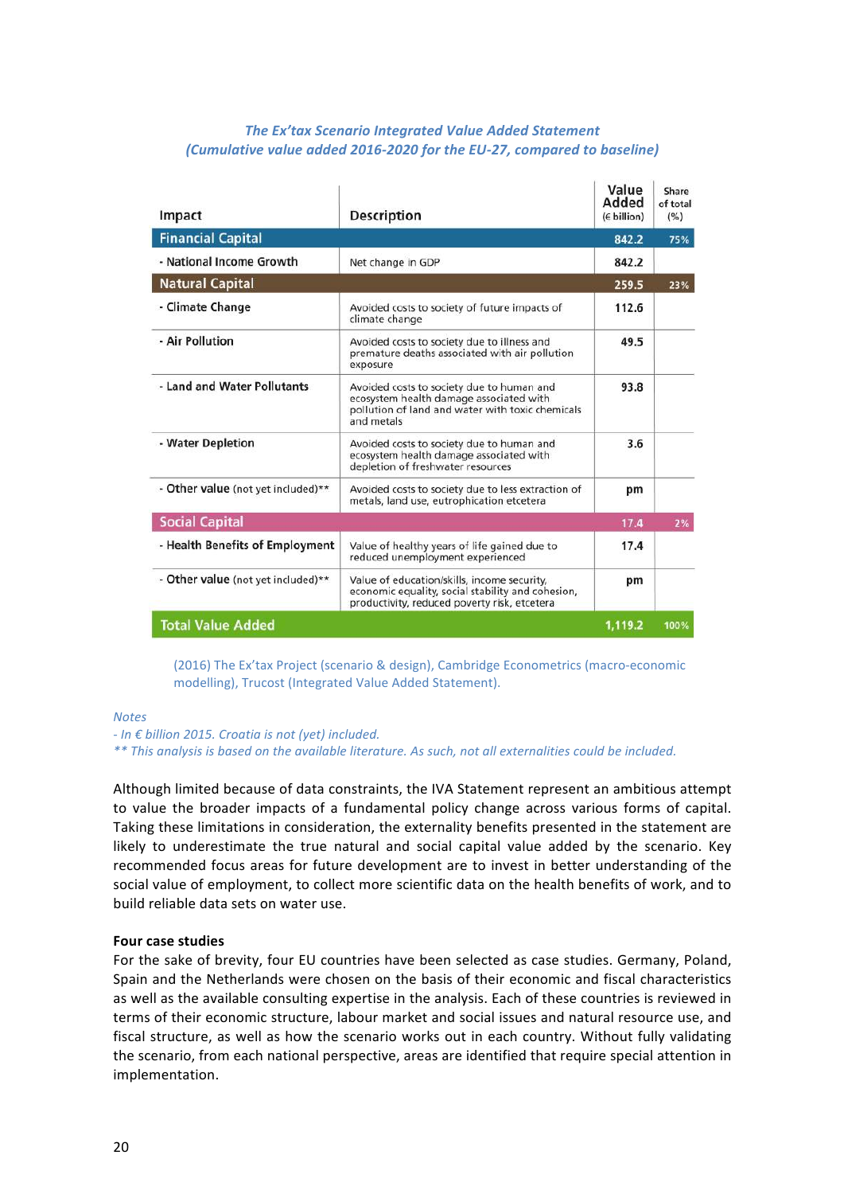*The Ex'tax Scenario Integrated Value Added Statement*
*(Cumulative value added 2016-2020 for the EU-27, compared to baseline)*

| Impact | Description | Value Added (€ billion) | Share of total (%) |
|---|---|---|---|
| **Financial Capital** | | **842.2** | **75%** |
| - National Income Growth | Net change in GDP | 842.2 | |
| **Natural Capital** | | **259.5** | **23%** |
| - Climate Change | Avoided costs to society of future impacts of climate change | 112.6 | |
| - Air Pollution | Avoided costs to society due to illness and premature deaths associated with air pollution exposure | 49.5 | |
| - Land and Water Pollutants | Avoided costs to society due to human and ecosystem health damage associated with pollution of land and water with toxic chemicals and metals | 93.8 | |
| - Water Depletion | Avoided costs to society due to human and ecosystem health damage associated with depletion of freshwater resources | 3.6 | |
| - Other value (not yet included)** | Avoided costs to society due to less extraction of metals, land use, eutrophication etcetera | pm | |
| **Social Capital** | | **17.4** | **2%** |
| - Health Benefits of Employment | Value of healthy years of life gained due to reduced unemployment experienced | 17.4 | |
| - Other value (not yet included)** | Value of education/skills, income security, economic equality, social stability and cohesion, productivity, reduced poverty risk, etcetera | pm | |
| **Total Value Added** | | **1,119.2** | **100%** |

(2016) The Ex'tax Project (scenario & design), Cambridge Econometrics (macro-economic modelling), Trucost (Integrated Value Added Statement).

*Notes*
*- In € billion 2015. Croatia is not (yet) included.*
*** This analysis is based on the available literature. As such, not all externalities could be included.*

Although limited because of data constraints, the IVA Statement represent an ambitious attempt to value the broader impacts of a fundamental policy change across various forms of capital. Taking these limitations in consideration, the externality benefits presented in the statement are likely to underestimate the true natural and social capital value added by the scenario. Key recommended focus areas for future development are to invest in better understanding of the social value of employment, to collect more scientific data on the health benefits of work, and to build reliable data sets on water use.

**Four case studies**

For the sake of brevity, four EU countries have been selected as case studies. Germany, Poland, Spain and the Netherlands were chosen on the basis of their economic and fiscal characteristics as well as the available consulting expertise in the analysis. Each of these countries is reviewed in terms of their economic structure, labour market and social issues and natural resource use, and fiscal structure, as well as how the scenario works out in each country. Without fully validating the scenario, from each national perspective, areas are identified that require special attention in implementation.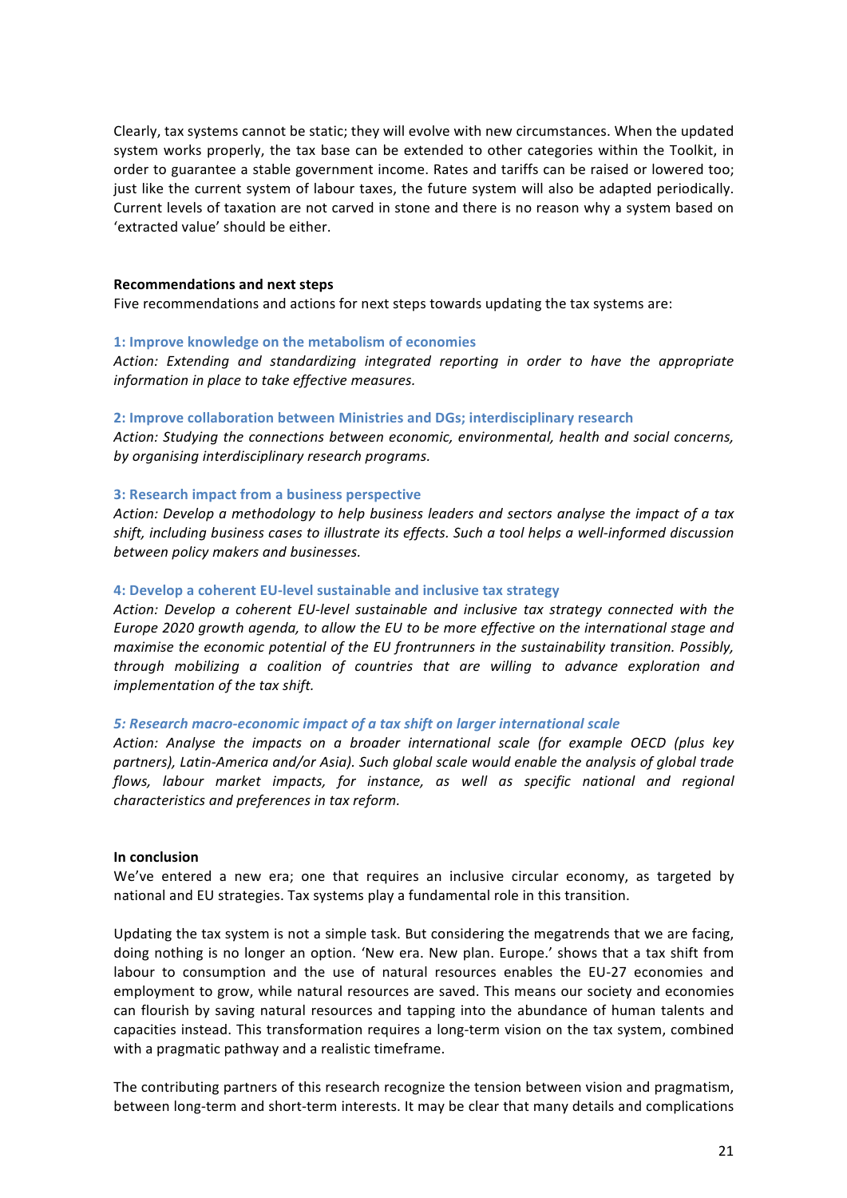Clearly, tax systems cannot be static; they will evolve with new circumstances. When the updated system works properly, the tax base can be extended to other categories within the Toolkit, in order to guarantee a stable government income. Rates and tariffs can be raised or lowered too; just like the current system of labour taxes, the future system will also be adapted periodically. Current levels of taxation are not carved in stone and there is no reason why a system based on 'extracted value' should be either.

**Recommendations and next steps**

Five recommendations and actions for next steps towards updating the tax systems are:

**1: Improve knowledge on the metabolism of economies**

*Action: Extending and standardizing integrated reporting in order to have the appropriate information in place to take effective measures.*

**2: Improve collaboration between Ministries and DGs; interdisciplinary research**

*Action: Studying the connections between economic, environmental, health and social concerns, by organising interdisciplinary research programs.*

**3: Research impact from a business perspective**

*Action: Develop a methodology to help business leaders and sectors analyse the impact of a tax shift, including business cases to illustrate its effects. Such a tool helps a well-informed discussion between policy makers and businesses.*

**4: Develop a coherent EU-level sustainable and inclusive tax strategy**

*Action: Develop a coherent EU-level sustainable and inclusive tax strategy connected with the Europe 2020 growth agenda, to allow the EU to be more effective on the international stage and maximise the economic potential of the EU frontrunners in the sustainability transition. Possibly, through mobilizing a coalition of countries that are willing to advance exploration and implementation of the tax shift.*

***5: Research macro-economic impact of a tax shift on larger international scale***

*Action: Analyse the impacts on a broader international scale (for example OECD (plus key partners), Latin-America and/or Asia). Such global scale would enable the analysis of global trade flows, labour market impacts, for instance, as well as specific national and regional characteristics and preferences in tax reform.*

**In conclusion**

We've entered a new era; one that requires an inclusive circular economy, as targeted by national and EU strategies. Tax systems play a fundamental role in this transition.

Updating the tax system is not a simple task. But considering the megatrends that we are facing, doing nothing is no longer an option. 'New era. New plan. Europe.' shows that a tax shift from labour to consumption and the use of natural resources enables the EU-27 economies and employment to grow, while natural resources are saved. This means our society and economies can flourish by saving natural resources and tapping into the abundance of human talents and capacities instead. This transformation requires a long-term vision on the tax system, combined with a pragmatic pathway and a realistic timeframe.

The contributing partners of this research recognize the tension between vision and pragmatism, between long-term and short-term interests. It may be clear that many details and complications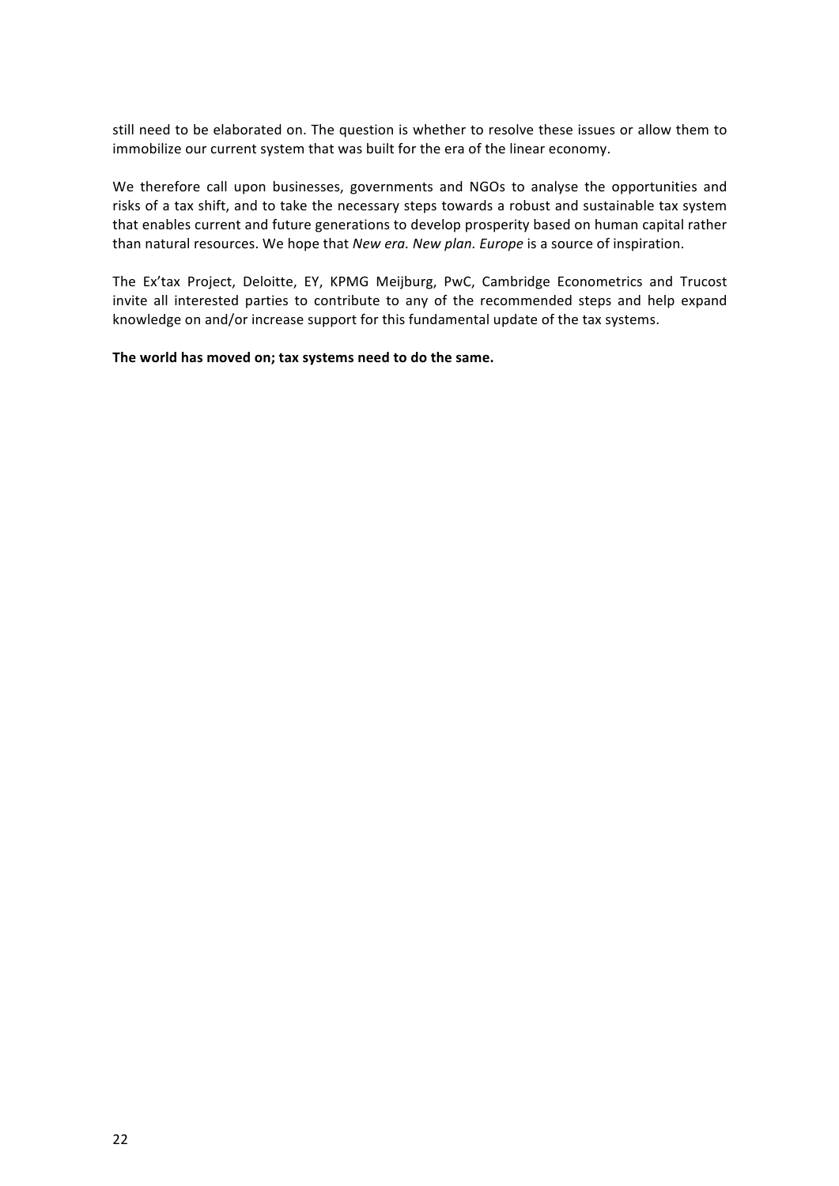still need to be elaborated on. The question is whether to resolve these issues or allow them to immobilize our current system that was built for the era of the linear economy.

We therefore call upon businesses, governments and NGOs to analyse the opportunities and risks of a tax shift, and to take the necessary steps towards a robust and sustainable tax system that enables current and future generations to develop prosperity based on human capital rather than natural resources. We hope that *New era. New plan. Europe* is a source of inspiration.

The Ex'tax Project, Deloitte, EY, KPMG Meijburg, PwC, Cambridge Econometrics and Trucost invite all interested parties to contribute to any of the recommended steps and help expand knowledge on and/or increase support for this fundamental update of the tax systems.

**The world has moved on; tax systems need to do the same.**